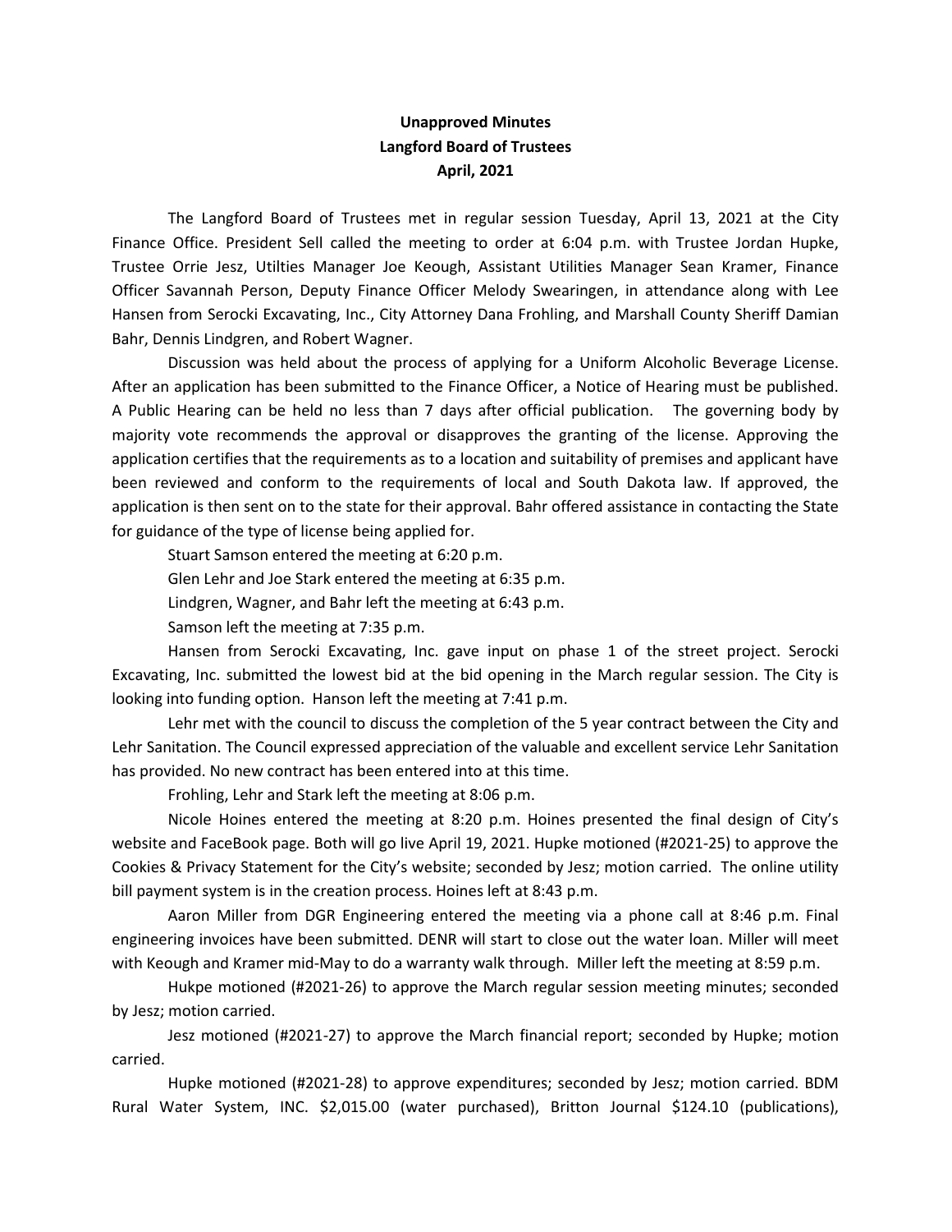**Unapproved Minutes**
**Langford Board of Trustees**
**April, 2021**

The Langford Board of Trustees met in regular session Tuesday, April 13, 2021 at the City Finance Office. President Sell called the meeting to order at 6:04 p.m. with Trustee Jordan Hupke, Trustee Orrie Jesz, Utilties Manager Joe Keough, Assistant Utilities Manager Sean Kramer, Finance Officer Savannah Person, Deputy Finance Officer Melody Swearingen, in attendance along with Lee Hansen from Serocki Excavating, Inc., City Attorney Dana Frohling, and Marshall County Sheriff Damian Bahr, Dennis Lindgren, and Robert Wagner.

Discussion was held about the process of applying for a Uniform Alcoholic Beverage License. After an application has been submitted to the Finance Officer, a Notice of Hearing must be published. A Public Hearing can be held no less than 7 days after official publication. The governing body by majority vote recommends the approval or disapproves the granting of the license. Approving the application certifies that the requirements as to a location and suitability of premises and applicant have been reviewed and conform to the requirements of local and South Dakota law. If approved, the application is then sent on to the state for their approval. Bahr offered assistance in contacting the State for guidance of the type of license being applied for.

Stuart Samson entered the meeting at 6:20 p.m.

Glen Lehr and Joe Stark entered the meeting at 6:35 p.m.

Lindgren, Wagner, and Bahr left the meeting at 6:43 p.m.

Samson left the meeting at 7:35 p.m.

Hansen from Serocki Excavating, Inc. gave input on phase 1 of the street project. Serocki Excavating, Inc. submitted the lowest bid at the bid opening in the March regular session. The City is looking into funding option. Hanson left the meeting at 7:41 p.m.

Lehr met with the council to discuss the completion of the 5 year contract between the City and Lehr Sanitation. The Council expressed appreciation of the valuable and excellent service Lehr Sanitation has provided. No new contract has been entered into at this time.

Frohling, Lehr and Stark left the meeting at 8:06 p.m.

Nicole Hoines entered the meeting at 8:20 p.m. Hoines presented the final design of City's website and FaceBook page. Both will go live April 19, 2021. Hupke motioned (#2021-25) to approve the Cookies & Privacy Statement for the City's website; seconded by Jesz; motion carried. The online utility bill payment system is in the creation process. Hoines left at 8:43 p.m.

Aaron Miller from DGR Engineering entered the meeting via a phone call at 8:46 p.m. Final engineering invoices have been submitted. DENR will start to close out the water loan. Miller will meet with Keough and Kramer mid-May to do a warranty walk through. Miller left the meeting at 8:59 p.m.

Hukpe motioned (#2021-26) to approve the March regular session meeting minutes; seconded by Jesz; motion carried.

Jesz motioned (#2021-27) to approve the March financial report; seconded by Hupke; motion carried.

Hupke motioned (#2021-28) to approve expenditures; seconded by Jesz; motion carried. BDM Rural Water System, INC. $2,015.00 (water purchased), Britton Journal $124.10 (publications),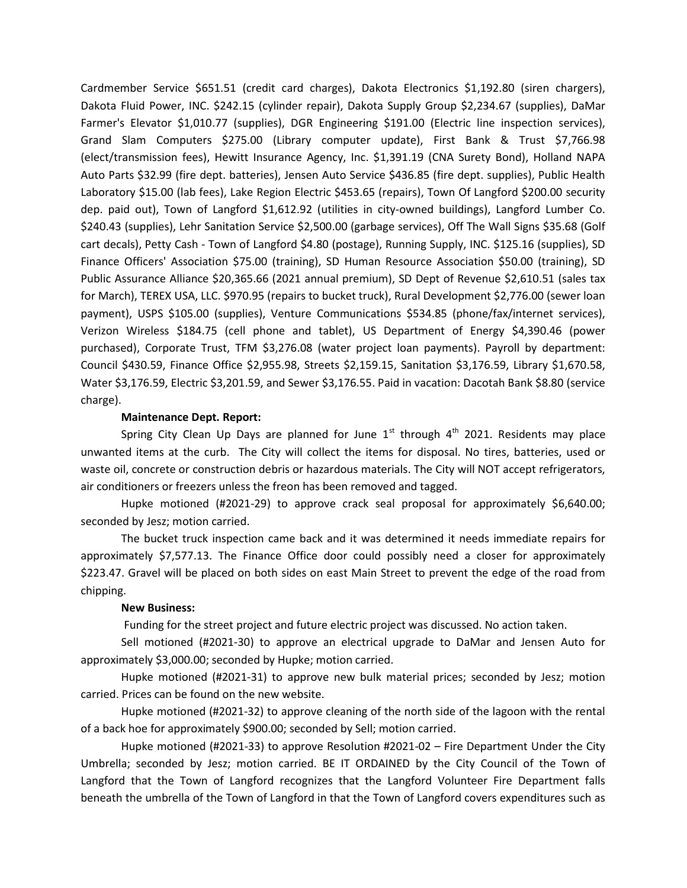Cardmember Service $651.51 (credit card charges), Dakota Electronics $1,192.80 (siren chargers), Dakota Fluid Power, INC. $242.15 (cylinder repair), Dakota Supply Group $2,234.67 (supplies), DaMar Farmer's Elevator $1,010.77 (supplies), DGR Engineering $191.00 (Electric line inspection services), Grand Slam Computers $275.00 (Library computer update), First Bank & Trust $7,766.98 (elect/transmission fees), Hewitt Insurance Agency, Inc. $1,391.19 (CNA Surety Bond), Holland NAPA Auto Parts $32.99 (fire dept. batteries), Jensen Auto Service $436.85 (fire dept. supplies), Public Health Laboratory $15.00 (lab fees), Lake Region Electric $453.65 (repairs), Town Of Langford $200.00 security dep. paid out), Town of Langford $1,612.92 (utilities in city-owned buildings), Langford Lumber Co. $240.43 (supplies), Lehr Sanitation Service $2,500.00 (garbage services), Off The Wall Signs $35.68 (Golf cart decals), Petty Cash - Town of Langford $4.80 (postage), Running Supply, INC. $125.16 (supplies), SD Finance Officers' Association $75.00 (training), SD Human Resource Association $50.00 (training), SD Public Assurance Alliance $20,365.66 (2021 annual premium), SD Dept of Revenue $2,610.51 (sales tax for March), TEREX USA, LLC. $970.95 (repairs to bucket truck), Rural Development $2,776.00 (sewer loan payment), USPS $105.00 (supplies), Venture Communications $534.85 (phone/fax/internet services), Verizon Wireless $184.75 (cell phone and tablet), US Department of Energy $4,390.46 (power purchased), Corporate Trust, TFM $3,276.08 (water project loan payments). Payroll by department: Council $430.59, Finance Office $2,955.98, Streets $2,159.15, Sanitation $3,176.59, Library $1,670.58, Water $3,176.59, Electric $3,201.59, and Sewer $3,176.55. Paid in vacation: Dacotah Bank $8.80 (service charge).

**Maintenance Dept. Report:**

Spring City Clean Up Days are planned for June 1st through 4th 2021. Residents may place unwanted items at the curb. The City will collect the items for disposal. No tires, batteries, used or waste oil, concrete or construction debris or hazardous materials. The City will NOT accept refrigerators, air conditioners or freezers unless the freon has been removed and tagged.

Hupke motioned (#2021-29) to approve crack seal proposal for approximately $6,640.00; seconded by Jesz; motion carried.

The bucket truck inspection came back and it was determined it needs immediate repairs for approximately $7,577.13. The Finance Office door could possibly need a closer for approximately $223.47. Gravel will be placed on both sides on east Main Street to prevent the edge of the road from chipping.

**New Business:**

Funding for the street project and future electric project was discussed. No action taken.

Sell motioned (#2021-30) to approve an electrical upgrade to DaMar and Jensen Auto for approximately $3,000.00; seconded by Hupke; motion carried.

Hupke motioned (#2021-31) to approve new bulk material prices; seconded by Jesz; motion carried. Prices can be found on the new website.

Hupke motioned (#2021-32) to approve cleaning of the north side of the lagoon with the rental of a back hoe for approximately $900.00; seconded by Sell; motion carried.

Hupke motioned (#2021-33) to approve Resolution #2021-02 – Fire Department Under the City Umbrella; seconded by Jesz; motion carried. BE IT ORDAINED by the City Council of the Town of Langford that the Town of Langford recognizes that the Langford Volunteer Fire Department falls beneath the umbrella of the Town of Langford in that the Town of Langford covers expenditures such as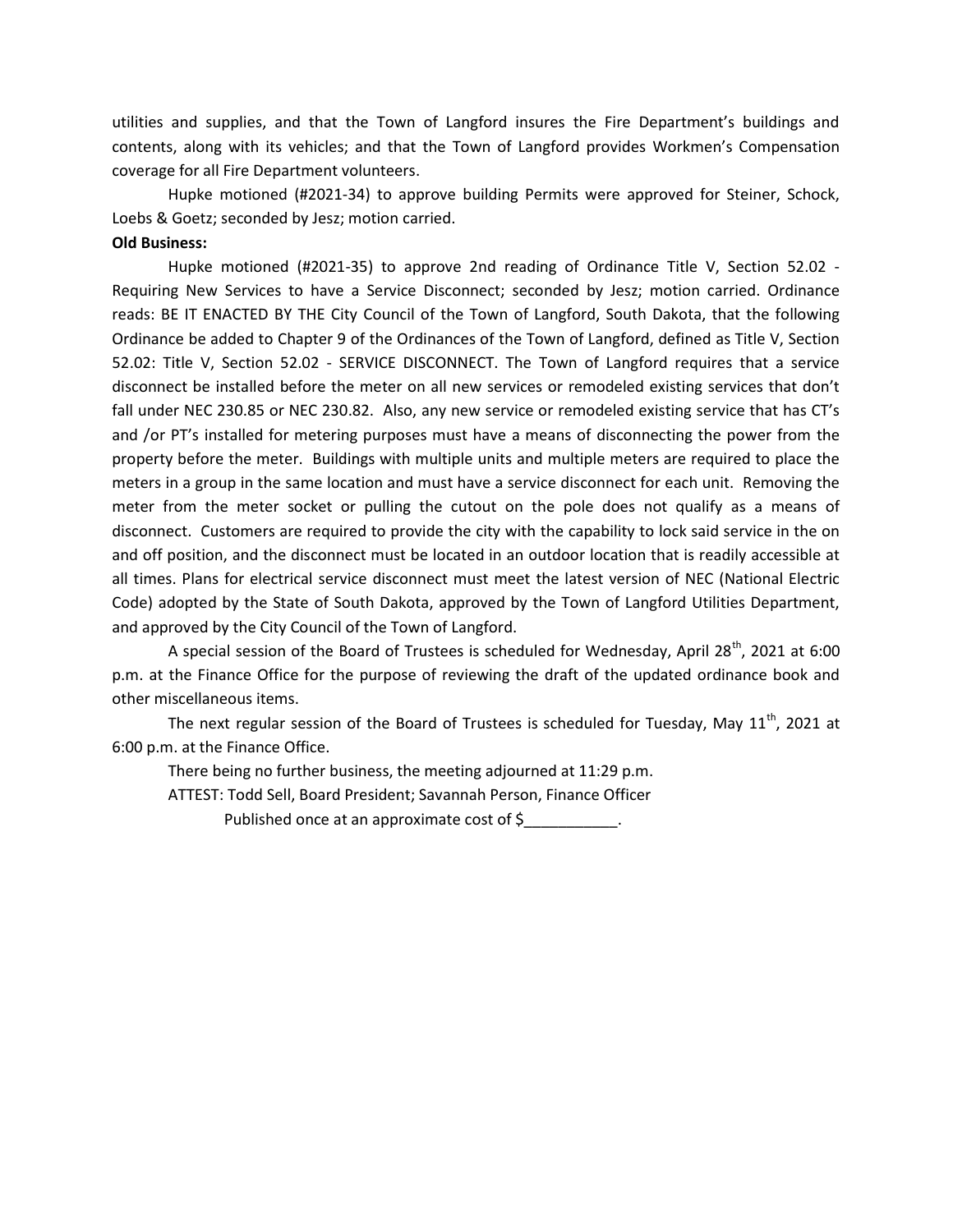utilities and supplies, and that the Town of Langford insures the Fire Department's buildings and contents, along with its vehicles; and that the Town of Langford provides Workmen's Compensation coverage for all Fire Department volunteers.

Hupke motioned (#2021-34) to approve building Permits were approved for Steiner, Schock, Loebs & Goetz; seconded by Jesz; motion carried.

**Old Business:**

Hupke motioned (#2021-35) to approve 2nd reading of Ordinance Title V, Section 52.02 - Requiring New Services to have a Service Disconnect; seconded by Jesz; motion carried. Ordinance reads: BE IT ENACTED BY THE City Council of the Town of Langford, South Dakota, that the following Ordinance be added to Chapter 9 of the Ordinances of the Town of Langford, defined as Title V, Section 52.02: Title V, Section 52.02 - SERVICE DISCONNECT. The Town of Langford requires that a service disconnect be installed before the meter on all new services or remodeled existing services that don't fall under NEC 230.85 or NEC 230.82. Also, any new service or remodeled existing service that has CT's and /or PT's installed for metering purposes must have a means of disconnecting the power from the property before the meter. Buildings with multiple units and multiple meters are required to place the meters in a group in the same location and must have a service disconnect for each unit. Removing the meter from the meter socket or pulling the cutout on the pole does not qualify as a means of disconnect. Customers are required to provide the city with the capability to lock said service in the on and off position, and the disconnect must be located in an outdoor location that is readily accessible at all times. Plans for electrical service disconnect must meet the latest version of NEC (National Electric Code) adopted by the State of South Dakota, approved by the Town of Langford Utilities Department, and approved by the City Council of the Town of Langford.

A special session of the Board of Trustees is scheduled for Wednesday, April 28th, 2021 at 6:00 p.m. at the Finance Office for the purpose of reviewing the draft of the updated ordinance book and other miscellaneous items.

The next regular session of the Board of Trustees is scheduled for Tuesday, May 11th, 2021 at 6:00 p.m. at the Finance Office.

There being no further business, the meeting adjourned at 11:29 p.m.

ATTEST: Todd Sell, Board President; Savannah Person, Finance Officer

Published once at an approximate cost of $___________.